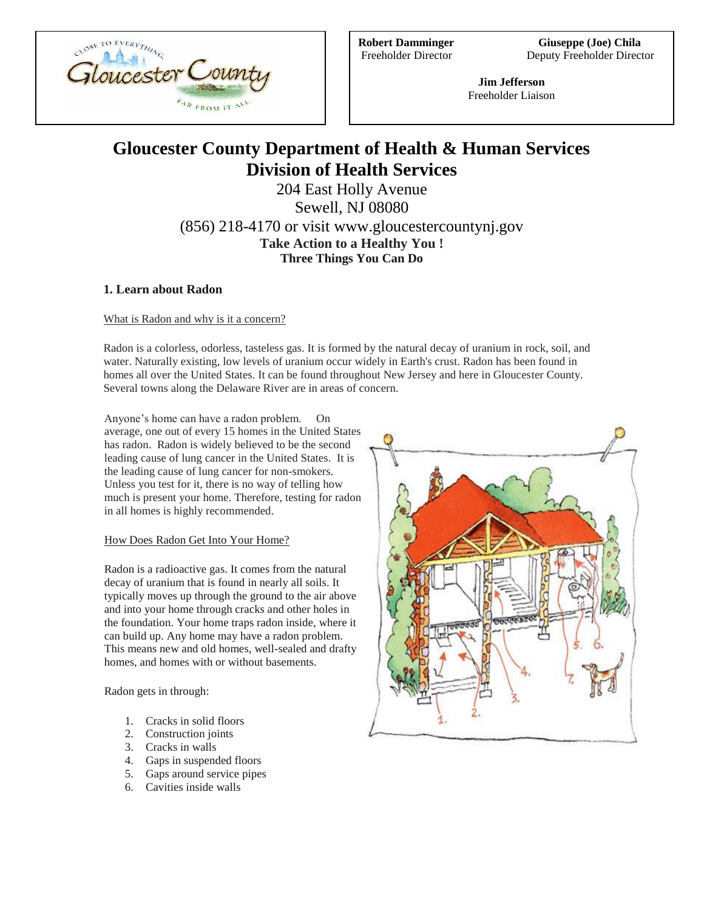Robert Damminger
Freeholder Director

Giuseppe (Joe) Chila
Deputy Freeholder Director

Jim Jefferson
Freeholder Liaison

# Gloucester County Department of Health & Human Services
# Division of Health Services

204 East Holly Avenue
Sewell, NJ 08080
(856) 218-4170 or visit www.gloucestercountynj.gov

**Take Action to a Healthy You !**
**Three Things You Can Do**

### 1. Learn about Radon

What is Radon and why is it a concern?

Radon is a colorless, odorless, tasteless gas. It is formed by the natural decay of uranium in rock, soil, and water. Naturally existing, low levels of uranium occur widely in Earth's crust. Radon has been found in homes all over the United States. It can be found throughout New Jersey and here in Gloucester County. Several towns along the Delaware River are in areas of concern.

Anyone's home can have a radon problem. On average, one out of every 15 homes in the United States has radon. Radon is widely believed to be the second leading cause of lung cancer in the United States. It is the leading cause of lung cancer for non-smokers. Unless you test for it, there is no way of telling how much is present your home. Therefore, testing for radon in all homes is highly recommended.

How Does Radon Get Into Your Home?

Radon is a radioactive gas. It comes from the natural decay of uranium that is found in nearly all soils. It typically moves up through the ground to the air above and into your home through cracks and other holes in the foundation. Your home traps radon inside, where it can build up. Any home may have a radon problem. This means new and old homes, well-sealed and drafty homes, and homes with or without basements.

Radon gets in through:

1. Cracks in solid floors
2. Construction joints
3. Cracks in walls
4. Gaps in suspended floors
5. Gaps around service pipes
6. Cavities inside walls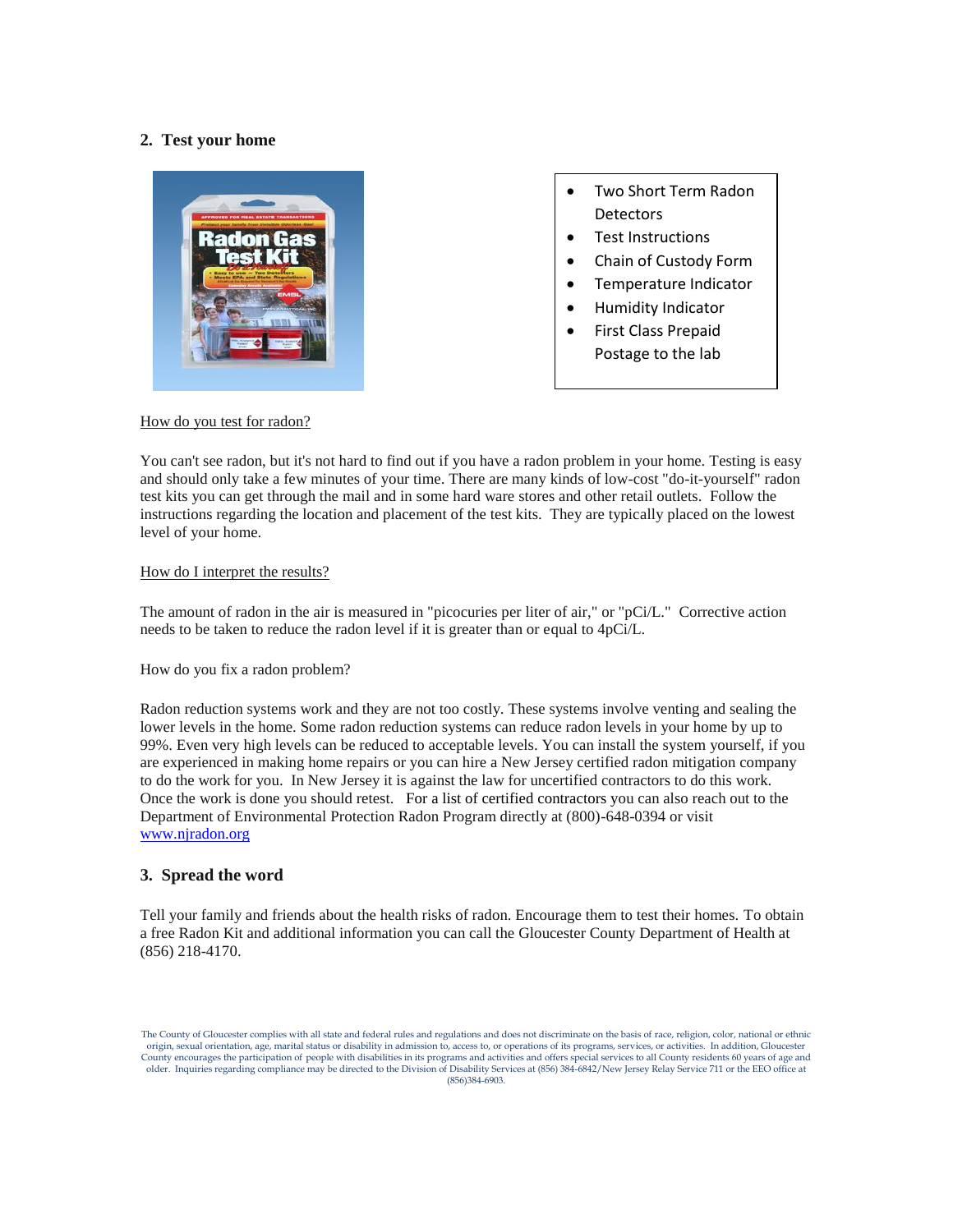## 2. Test your home

- Two Short Term Radon Detectors
- Test Instructions
- Chain of Custody Form
- Temperature Indicator
- Humidity Indicator
- First Class Prepaid Postage to the lab

<u>How do you test for radon?</u>

You can't see radon, but it's not hard to find out if you have a radon problem in your home. Testing is easy and should only take a few minutes of your time. There are many kinds of low-cost "do-it-yourself" radon test kits you can get through the mail and in some hard ware stores and other retail outlets. Follow the instructions regarding the location and placement of the test kits. They are typically placed on the lowest level of your home.

<u>How do I interpret the results?</u>

The amount of radon in the air is measured in "picocuries per liter of air," or "pCi/L." Corrective action needs to be taken to reduce the radon level if it is greater than or equal to 4pCi/L.

How do you fix a radon problem?

Radon reduction systems work and they are not too costly. These systems involve venting and sealing the lower levels in the home. Some radon reduction systems can reduce radon levels in your home by up to 99%. Even very high levels can be reduced to acceptable levels. You can install the system yourself, if you are experienced in making home repairs or you can hire a New Jersey certified radon mitigation company to do the work for you. In New Jersey it is against the law for uncertified contractors to do this work. Once the work is done you should retest. For a list of certified contractors you can also reach out to the Department of Environmental Protection Radon Program directly at (800)-648-0394 or visit www.njradon.org

## 3. Spread the word

Tell your family and friends about the health risks of radon. Encourage them to test their homes. To obtain a free Radon Kit and additional information you can call the Gloucester County Department of Health at (856) 218-4170.

The County of Gloucester complies with all state and federal rules and regulations and does not discriminate on the basis of race, religion, color, national or ethnic origin, sexual orientation, age, marital status or disability in admission to, access to, or operations of its programs, services, or activities. In addition, Gloucester County encourages the participation of people with disabilities in its programs and activities and offers special services to all County residents 60 years of age and older. Inquiries regarding compliance may be directed to the Division of Disability Services at (856) 384-6842/New Jersey Relay Service 711 or the EEO office at (856)384-6903.